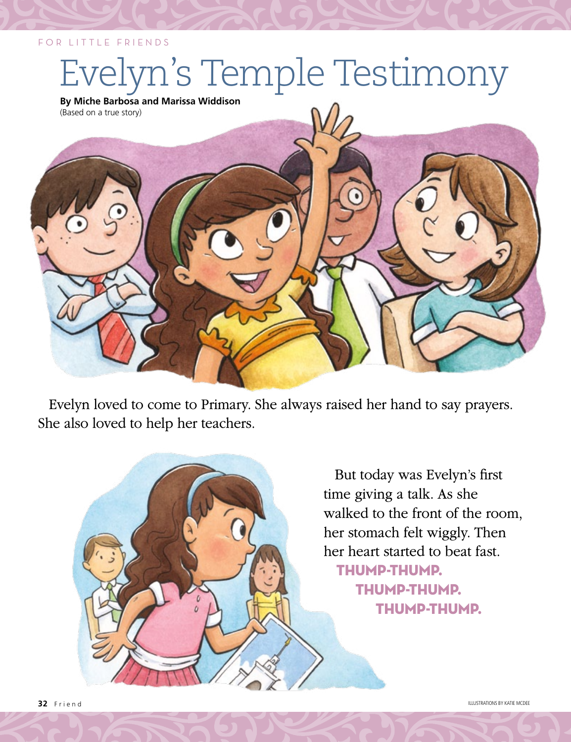FOR LITTLE FRIENDS

# Evelyn's Temple Testimony

**By Miche Barbosa and Marissa Widdison**
(Based on a true story)

Evelyn loved to come to Primary. She always raised her hand to say prayers. She also loved to help her teachers.

But today was Evelyn's first time giving a talk. As she walked to the front of the room, her stomach felt wiggly. Then her heart started to beat fast.

**THUMP-THUMP.**
**THUMP-THUMP.**
**THUMP-THUMP.**

ILLUSTRATIONS BY KATIE MCDEE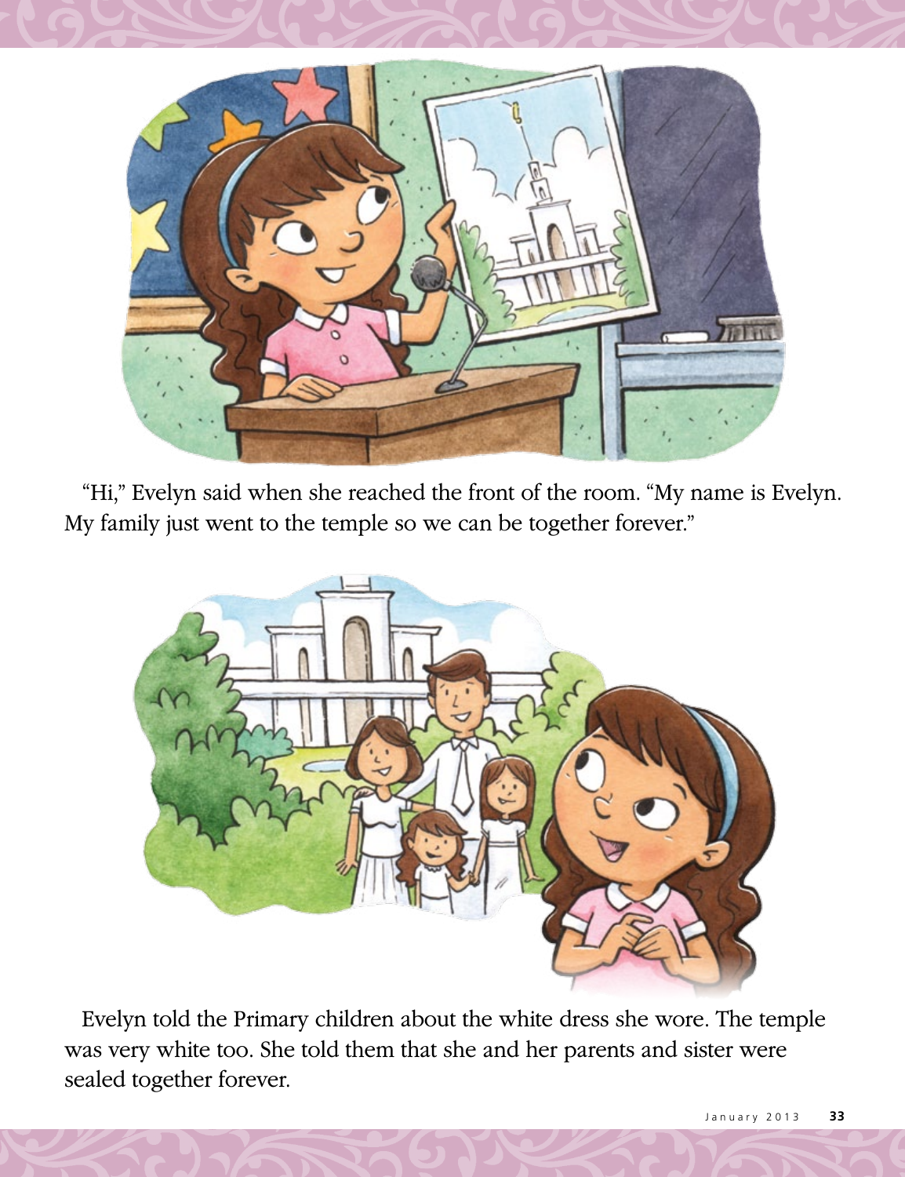"Hi," Evelyn said when she reached the front of the room. "My name is Evelyn. My family just went to the temple so we can be together forever."

Evelyn told the Primary children about the white dress she wore. The temple was very white too. She told them that she and her parents and sister were sealed together forever.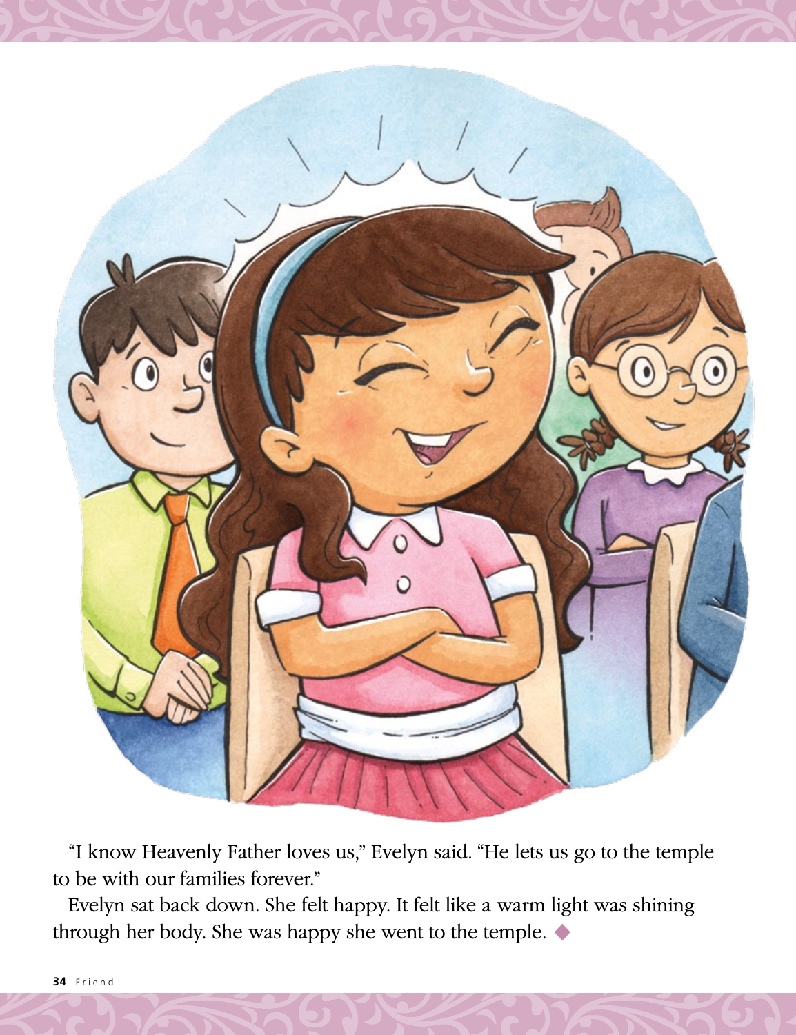"I know Heavenly Father loves us," Evelyn said. "He lets us go to the temple to be with our families forever."

Evelyn sat back down. She felt happy. It felt like a warm light was shining through her body. She was happy she went to the temple. ◆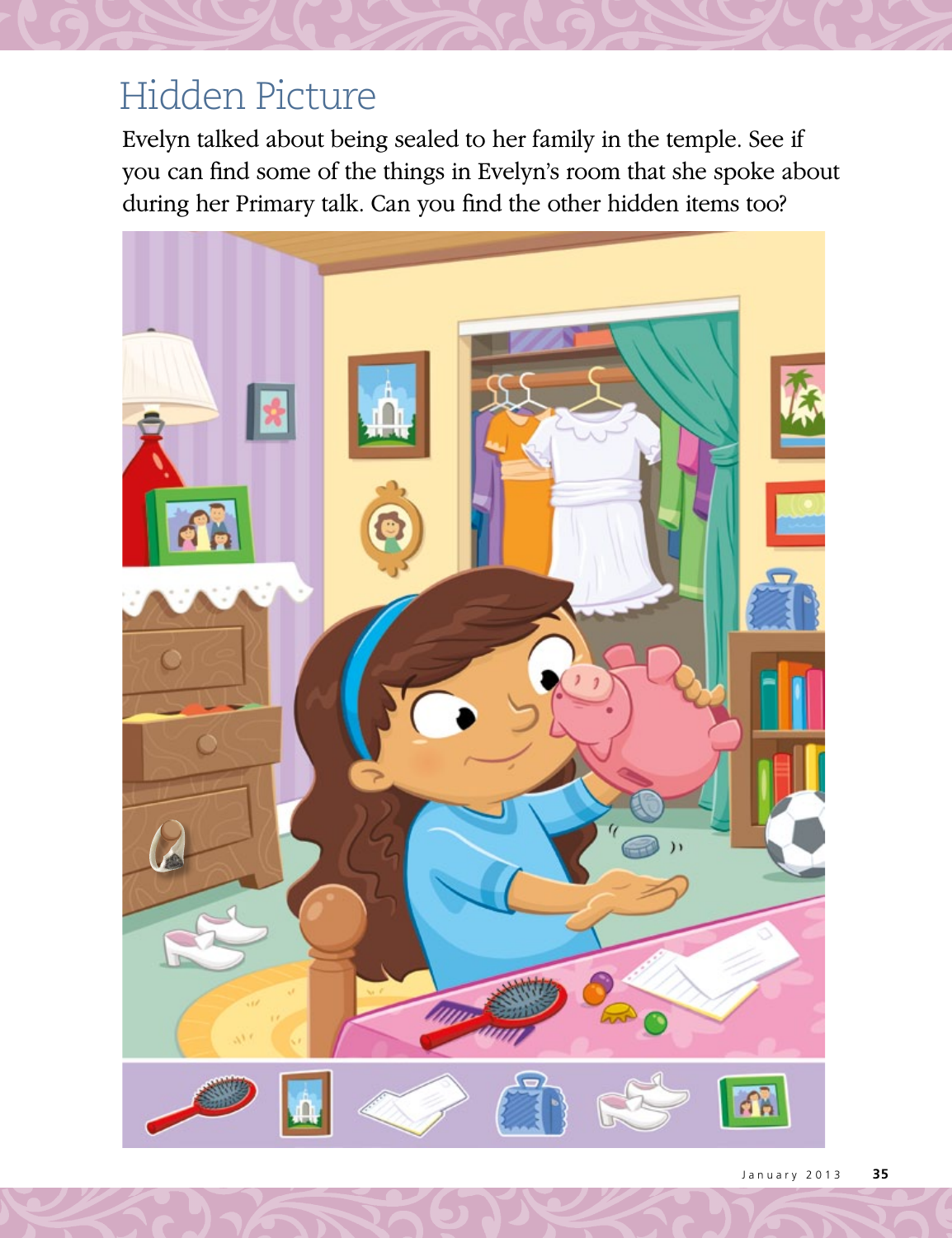# Hidden Picture

Evelyn talked about being sealed to her family in the temple. See if you can find some of the things in Evelyn's room that she spoke about during her Primary talk. Can you find the other hidden items too?